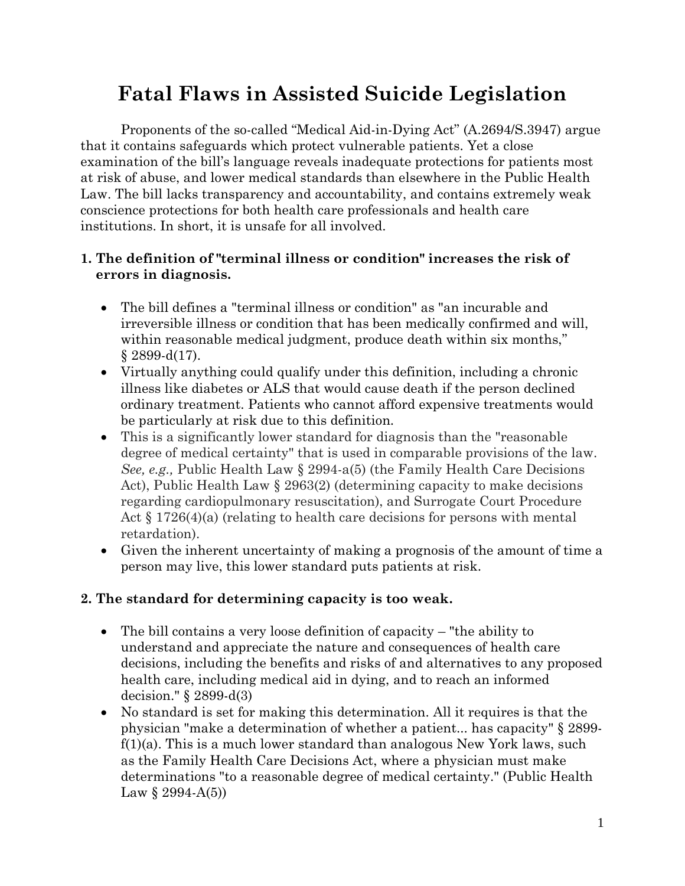# Fatal Flaws in Assisted Suicide Legislation

Proponents of the so-called "Medical Aid-in-Dying Act" (A.2694/S.3947) argue that it contains safeguards which protect vulnerable patients. Yet a close examination of the bill's language reveals inadequate protections for patients most at risk of abuse, and lower medical standards than elsewhere in the Public Health Law. The bill lacks transparency and accountability, and contains extremely weak conscience protections for both health care professionals and health care institutions. In short, it is unsafe for all involved.

### 1. The definition of "terminal illness or condition" increases the risk of errors in diagnosis.

- The bill defines a "terminal illness or condition" as "an incurable and irreversible illness or condition that has been medically confirmed and will, within reasonable medical judgment, produce death within six months," § 2899-d(17).
- Virtually anything could qualify under this definition, including a chronic illness like diabetes or ALS that would cause death if the person declined ordinary treatment. Patients who cannot afford expensive treatments would be particularly at risk due to this definition.
- This is a significantly lower standard for diagnosis than the "reasonable degree of medical certainty" that is used in comparable provisions of the law. *See, e.g.,* Public Health Law § 2994-a(5) (the Family Health Care Decisions Act), Public Health Law § 2963(2) (determining capacity to make decisions regarding cardiopulmonary resuscitation), and Surrogate Court Procedure Act § 1726(4)(a) (relating to health care decisions for persons with mental retardation).
- Given the inherent uncertainty of making a prognosis of the amount of time a person may live, this lower standard puts patients at risk.

### 2. The standard for determining capacity is too weak.

- The bill contains a very loose definition of capacity – "the ability to understand and appreciate the nature and consequences of health care decisions, including the benefits and risks of and alternatives to any proposed health care, including medical aid in dying, and to reach an informed decision." § 2899-d(3)
- No standard is set for making this determination. All it requires is that the physician "make a determination of whether a patient... has capacity" § 2899-f(1)(a). This is a much lower standard than analogous New York laws, such as the Family Health Care Decisions Act, where a physician must make determinations "to a reasonable degree of medical certainty." (Public Health Law § 2994-A(5))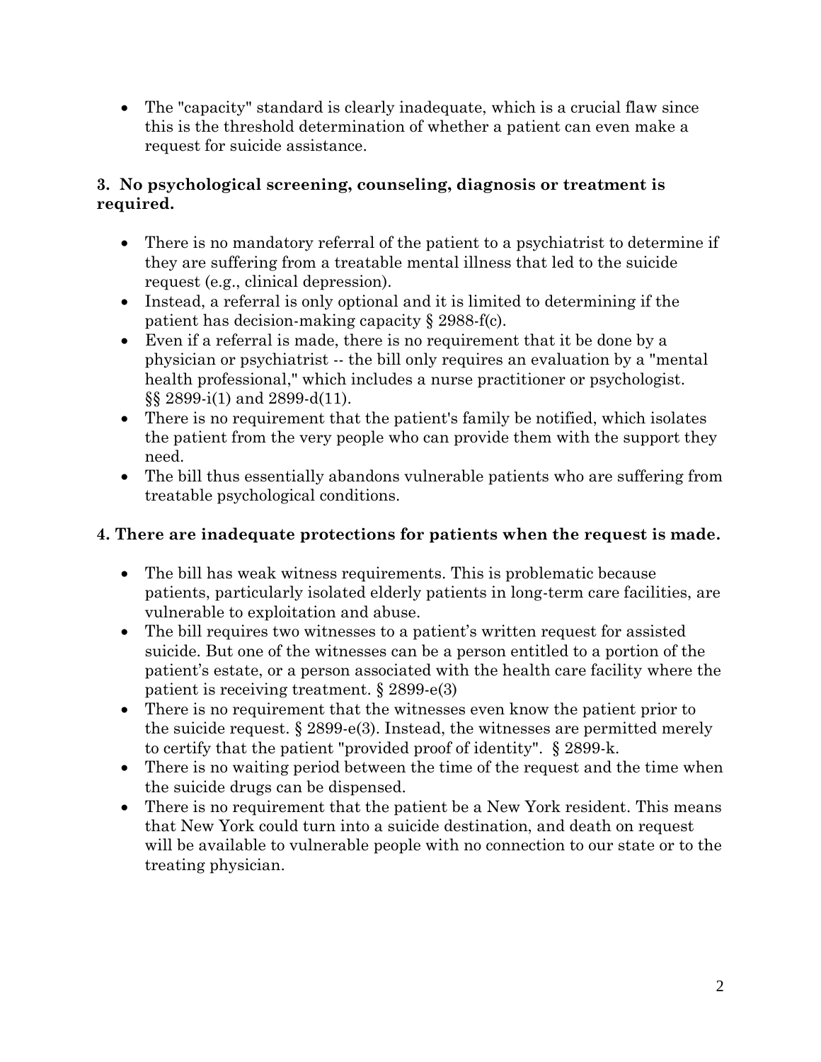- The "capacity" standard is clearly inadequate, which is a crucial flaw since this is the threshold determination of whether a patient can even make a request for suicide assistance.

### 3. No psychological screening, counseling, diagnosis or treatment is required.

- There is no mandatory referral of the patient to a psychiatrist to determine if they are suffering from a treatable mental illness that led to the suicide request (e.g., clinical depression).
- Instead, a referral is only optional and it is limited to determining if the patient has decision-making capacity § 2988-f(c).
- Even if a referral is made, there is no requirement that it be done by a physician or psychiatrist -- the bill only requires an evaluation by a "mental health professional," which includes a nurse practitioner or psychologist. §§ 2899-i(1) and 2899-d(11).
- There is no requirement that the patient's family be notified, which isolates the patient from the very people who can provide them with the support they need.
- The bill thus essentially abandons vulnerable patients who are suffering from treatable psychological conditions.

### 4. There are inadequate protections for patients when the request is made.

- The bill has weak witness requirements. This is problematic because patients, particularly isolated elderly patients in long-term care facilities, are vulnerable to exploitation and abuse.
- The bill requires two witnesses to a patient's written request for assisted suicide. But one of the witnesses can be a person entitled to a portion of the patient's estate, or a person associated with the health care facility where the patient is receiving treatment. § 2899-e(3)
- There is no requirement that the witnesses even know the patient prior to the suicide request. § 2899-e(3). Instead, the witnesses are permitted merely to certify that the patient "provided proof of identity". § 2899-k.
- There is no waiting period between the time of the request and the time when the suicide drugs can be dispensed.
- There is no requirement that the patient be a New York resident. This means that New York could turn into a suicide destination, and death on request will be available to vulnerable people with no connection to our state or to the treating physician.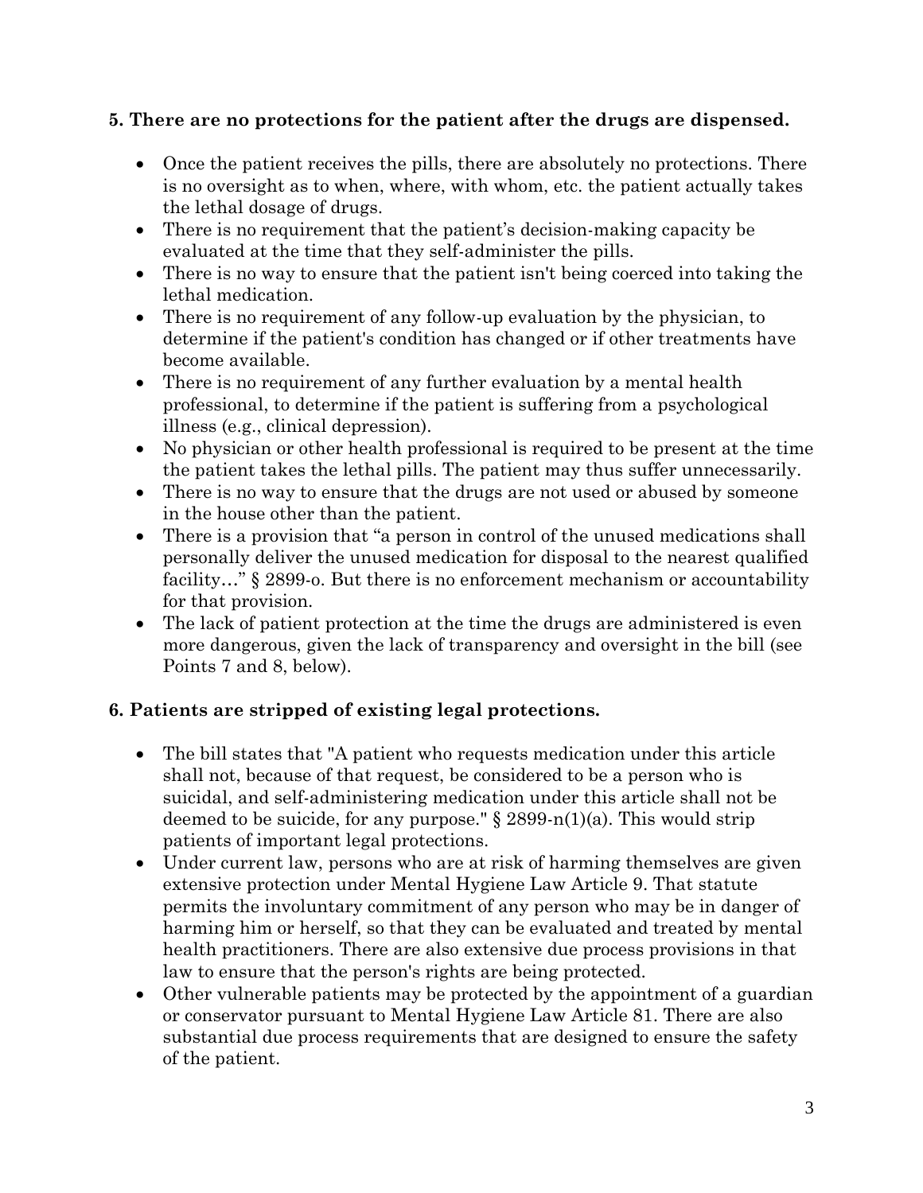**5. There are no protections for the patient after the drugs are dispensed.**

- Once the patient receives the pills, there are absolutely no protections. There is no oversight as to when, where, with whom, etc. the patient actually takes the lethal dosage of drugs.
- There is no requirement that the patient's decision-making capacity be evaluated at the time that they self-administer the pills.
- There is no way to ensure that the patient isn't being coerced into taking the lethal medication.
- There is no requirement of any follow-up evaluation by the physician, to determine if the patient's condition has changed or if other treatments have become available.
- There is no requirement of any further evaluation by a mental health professional, to determine if the patient is suffering from a psychological illness (e.g., clinical depression).
- No physician or other health professional is required to be present at the time the patient takes the lethal pills. The patient may thus suffer unnecessarily.
- There is no way to ensure that the drugs are not used or abused by someone in the house other than the patient.
- There is a provision that "a person in control of the unused medications shall personally deliver the unused medication for disposal to the nearest qualified facility…" § 2899-o. But there is no enforcement mechanism or accountability for that provision.
- The lack of patient protection at the time the drugs are administered is even more dangerous, given the lack of transparency and oversight in the bill (see Points 7 and 8, below).

**6. Patients are stripped of existing legal protections.**

- The bill states that "A patient who requests medication under this article shall not, because of that request, be considered to be a person who is suicidal, and self-administering medication under this article shall not be deemed to be suicide, for any purpose." § 2899-n(1)(a). This would strip patients of important legal protections.
- Under current law, persons who are at risk of harming themselves are given extensive protection under Mental Hygiene Law Article 9. That statute permits the involuntary commitment of any person who may be in danger of harming him or herself, so that they can be evaluated and treated by mental health practitioners. There are also extensive due process provisions in that law to ensure that the person's rights are being protected.
- Other vulnerable patients may be protected by the appointment of a guardian or conservator pursuant to Mental Hygiene Law Article 81. There are also substantial due process requirements that are designed to ensure the safety of the patient.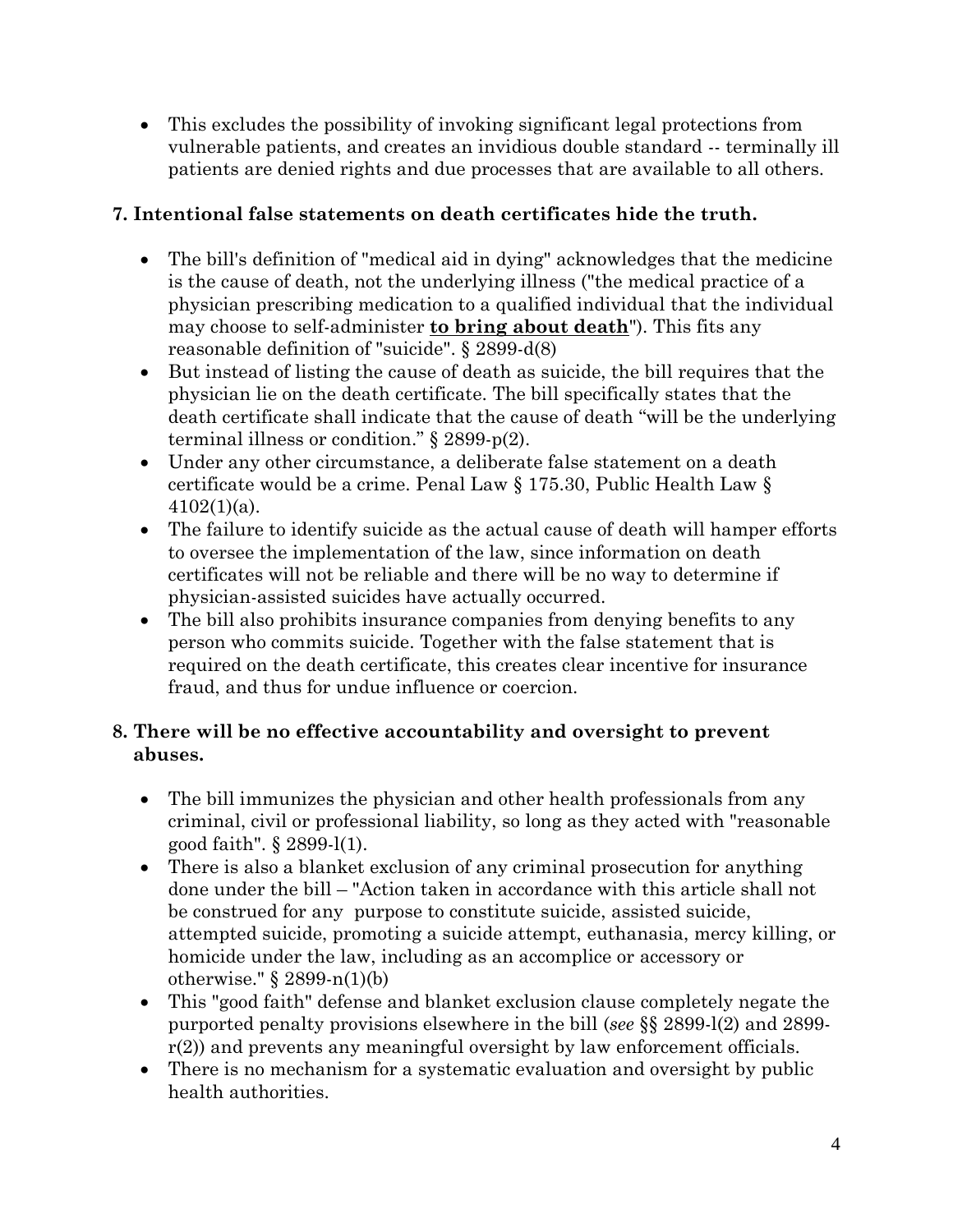- This excludes the possibility of invoking significant legal protections from vulnerable patients, and creates an invidious double standard -- terminally ill patients are denied rights and due processes that are available to all others.

**7. Intentional false statements on death certificates hide the truth.**

- The bill's definition of "medical aid in dying" acknowledges that the medicine is the cause of death, not the underlying illness ("the medical practice of a physician prescribing medication to a qualified individual that the individual may choose to self-administer **<u>to bring about death</u>**"). This fits any reasonable definition of "suicide". § 2899-d(8)
- But instead of listing the cause of death as suicide, the bill requires that the physician lie on the death certificate. The bill specifically states that the death certificate shall indicate that the cause of death "will be the underlying terminal illness or condition." § 2899-p(2).
- Under any other circumstance, a deliberate false statement on a death certificate would be a crime. Penal Law § 175.30, Public Health Law § 4102(1)(a).
- The failure to identify suicide as the actual cause of death will hamper efforts to oversee the implementation of the law, since information on death certificates will not be reliable and there will be no way to determine if physician-assisted suicides have actually occurred.
- The bill also prohibits insurance companies from denying benefits to any person who commits suicide. Together with the false statement that is required on the death certificate, this creates clear incentive for insurance fraud, and thus for undue influence or coercion.

**8. There will be no effective accountability and oversight to prevent abuses.**

- The bill immunizes the physician and other health professionals from any criminal, civil or professional liability, so long as they acted with "reasonable good faith". § 2899-l(1).
- There is also a blanket exclusion of any criminal prosecution for anything done under the bill – "Action taken in accordance with this article shall not be construed for any purpose to constitute suicide, assisted suicide, attempted suicide, promoting a suicide attempt, euthanasia, mercy killing, or homicide under the law, including as an accomplice or accessory or otherwise." § 2899-n(1)(b)
- This "good faith" defense and blanket exclusion clause completely negate the purported penalty provisions elsewhere in the bill (*see* §§ 2899-l(2) and 2899-r(2)) and prevents any meaningful oversight by law enforcement officials.
- There is no mechanism for a systematic evaluation and oversight by public health authorities.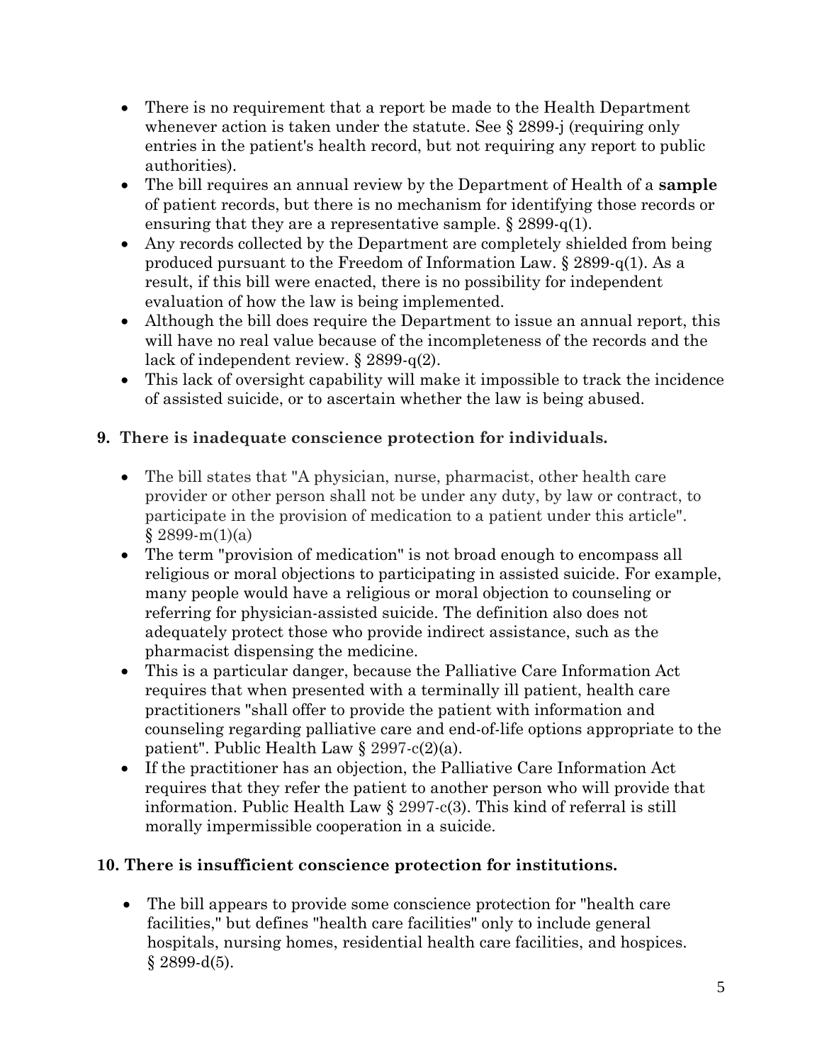- There is no requirement that a report be made to the Health Department whenever action is taken under the statute. See § 2899-j (requiring only entries in the patient's health record, but not requiring any report to public authorities).
- The bill requires an annual review by the Department of Health of a **sample** of patient records, but there is no mechanism for identifying those records or ensuring that they are a representative sample. § 2899-q(1).
- Any records collected by the Department are completely shielded from being produced pursuant to the Freedom of Information Law. § 2899-q(1). As a result, if this bill were enacted, there is no possibility for independent evaluation of how the law is being implemented.
- Although the bill does require the Department to issue an annual report, this will have no real value because of the incompleteness of the records and the lack of independent review. § 2899-q(2).
- This lack of oversight capability will make it impossible to track the incidence of assisted suicide, or to ascertain whether the law is being abused.

**9. There is inadequate conscience protection for individuals.**

- The bill states that "A physician, nurse, pharmacist, other health care provider or other person shall not be under any duty, by law or contract, to participate in the provision of medication to a patient under this article". § 2899-m(1)(a)
- The term "provision of medication" is not broad enough to encompass all religious or moral objections to participating in assisted suicide. For example, many people would have a religious or moral objection to counseling or referring for physician-assisted suicide. The definition also does not adequately protect those who provide indirect assistance, such as the pharmacist dispensing the medicine.
- This is a particular danger, because the Palliative Care Information Act requires that when presented with a terminally ill patient, health care practitioners "shall offer to provide the patient with information and counseling regarding palliative care and end-of-life options appropriate to the patient". Public Health Law § 2997-c(2)(a).
- If the practitioner has an objection, the Palliative Care Information Act requires that they refer the patient to another person who will provide that information. Public Health Law § 2997-c(3). This kind of referral is still morally impermissible cooperation in a suicide.

**10. There is insufficient conscience protection for institutions.**

- The bill appears to provide some conscience protection for "health care facilities," but defines "health care facilities" only to include general hospitals, nursing homes, residential health care facilities, and hospices. § 2899-d(5).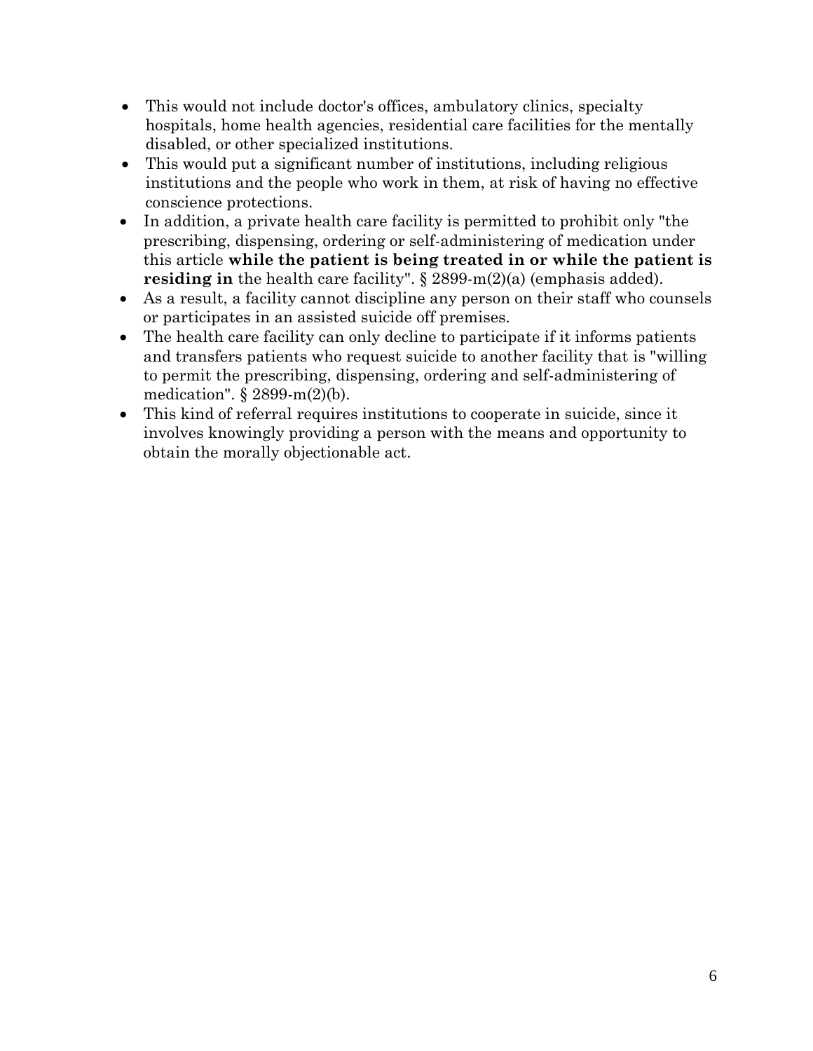- This would not include doctor's offices, ambulatory clinics, specialty hospitals, home health agencies, residential care facilities for the mentally disabled, or other specialized institutions.
- This would put a significant number of institutions, including religious institutions and the people who work in them, at risk of having no effective conscience protections.
- In addition, a private health care facility is permitted to prohibit only "the prescribing, dispensing, ordering or self-administering of medication under this article **while the patient is being treated in or while the patient is residing in** the health care facility". § 2899-m(2)(a) (emphasis added).
- As a result, a facility cannot discipline any person on their staff who counsels or participates in an assisted suicide off premises.
- The health care facility can only decline to participate if it informs patients and transfers patients who request suicide to another facility that is "willing to permit the prescribing, dispensing, ordering and self-administering of medication". § 2899-m(2)(b).
- This kind of referral requires institutions to cooperate in suicide, since it involves knowingly providing a person with the means and opportunity to obtain the morally objectionable act.